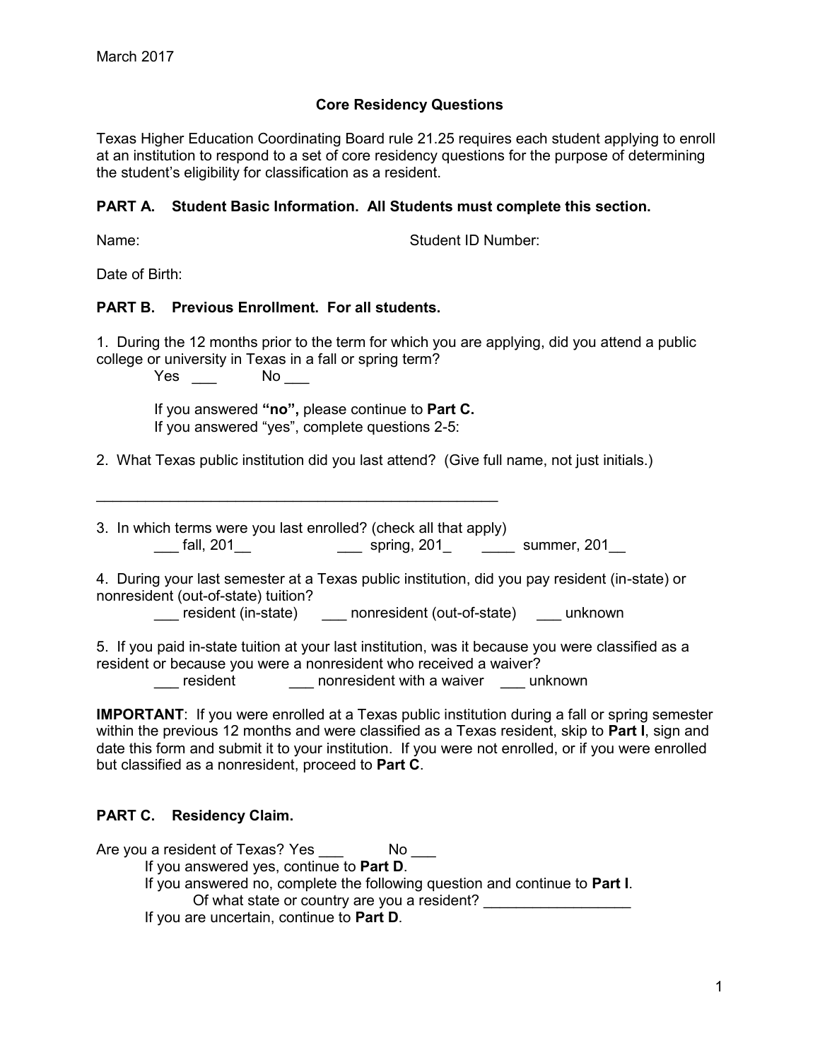March 2017

## Core Residency Questions

Texas Higher Education Coordinating Board rule 21.25 requires each student applying to enroll at an institution to respond to a set of core residency questions for the purpose of determining the student's eligibility for classification as a resident.

### PART A. Student Basic Information. All Students must complete this section.

Name: Student ID Number:

Date of Birth:

### PART B. Previous Enrollment. For all students.

1. During the 12 months prior to the term for which you are applying, did you attend a public college or university in Texas in a fall or spring term?

   Yes ___ No ___

   If you answered **"no",** please continue to **Part C.**
   If you answered "yes", complete questions 2-5:

2. What Texas public institution did you last attend? (Give full name, not just initials.)

   ___________________________________________________

3. In which terms were you last enrolled? (check all that apply)

   ___ fall, 201__ ___ spring, 201_ ____ summer, 201__

4. During your last semester at a Texas public institution, did you pay resident (in-state) or nonresident (out-of-state) tuition?

   ___ resident (in-state) ___ nonresident (out-of-state) ___ unknown

5. If you paid in-state tuition at your last institution, was it because you were classified as a resident or because you were a nonresident who received a waiver?

   ___ resident ___ nonresident with a waiver ___ unknown

**IMPORTANT**: If you were enrolled at a Texas public institution during a fall or spring semester within the previous 12 months and were classified as a Texas resident, skip to **Part I**, sign and date this form and submit it to your institution. If you were not enrolled, or if you were enrolled but classified as a nonresident, proceed to **Part C**.

### PART C. Residency Claim.

Are you a resident of Texas? Yes ___ No ___

If you answered yes, continue to **Part D**.
If you answered no, complete the following question and continue to **Part I**.
Of what state or country are you a resident? __________________
If you are uncertain, continue to **Part D**.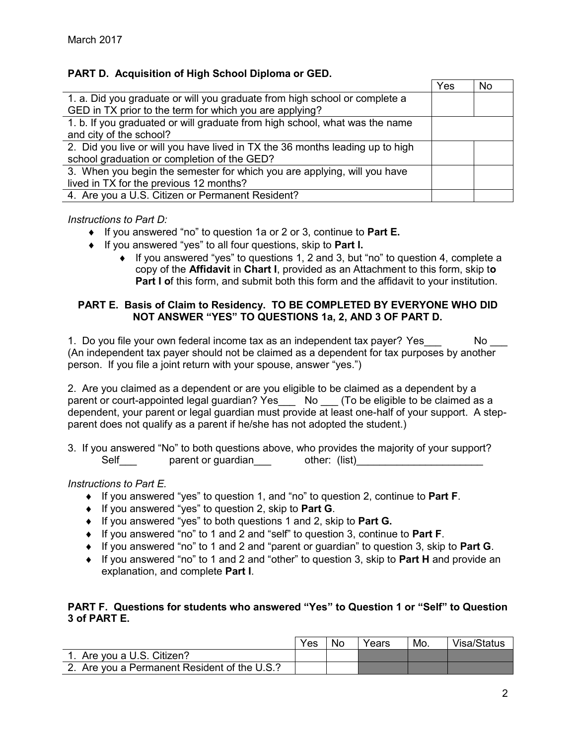March 2017

**PART D. Acquisition of High School Diploma or GED.**

| | Yes | No |
|---|---|---|
| 1. a. Did you graduate or will you graduate from high school or complete a GED in TX prior to the term for which you are applying? | | |
| 1. b. If you graduated or will graduate from high school, what was the name and city of the school? | | |
| 2. Did you live or will you have lived in TX the 36 months leading up to high school graduation or completion of the GED? | | |
| 3. When you begin the semester for which you are applying, will you have lived in TX for the previous 12 months? | | |
| 4. Are you a U.S. Citizen or Permanent Resident? | | |

*Instructions to Part D:*

- If you answered "no" to question 1a or 2 or 3, continue to **Part E.**
- If you answered "yes" to all four questions, skip to **Part I.**
  - If you answered "yes" to questions 1, 2 and 3, but "no" to question 4, complete a copy of the **Affidavit** in **Chart I**, provided as an Attachment to this form, skip t**o Part I o**f this form, and submit both this form and the affidavit to your institution.

**PART E. Basis of Claim to Residency. TO BE COMPLETED BY EVERYONE WHO DID NOT ANSWER "YES" TO QUESTIONS 1a, 2, AND 3 OF PART D.**

1. Do you file your own federal income tax as an independent tax payer? Yes___ No ___ (An independent tax payer should not be claimed as a dependent for tax purposes by another person. If you file a joint return with your spouse, answer "yes.")

2. Are you claimed as a dependent or are you eligible to be claimed as a dependent by a parent or court-appointed legal guardian? Yes___ No ___ (To be eligible to be claimed as a dependent, your parent or legal guardian must provide at least one-half of your support. A step-parent does not qualify as a parent if he/she has not adopted the student.)

3. If you answered "No" to both questions above, who provides the majority of your support?
Self___ parent or guardian___ other: (list)______________________

*Instructions to Part E.*

- If you answered "yes" to question 1, and "no" to question 2, continue to **Part F**.
- If you answered "yes" to question 2, skip to **Part G**.
- If you answered "yes" to both questions 1 and 2, skip to **Part G.**
- If you answered "no" to 1 and 2 and "self" to question 3, continue to **Part F**.
- If you answered "no" to 1 and 2 and "parent or guardian" to question 3, skip to **Part G**.
- If you answered "no" to 1 and 2 and "other" to question 3, skip to **Part H** and provide an explanation, and complete **Part I**.

**PART F. Questions for students who answered "Yes" to Question 1 or "Self" to Question 3 of PART E.**

| | Yes | No | Years | Mo. | Visa/Status |
|---|---|---|---|---|---|
| 1. Are you a U.S. Citizen? | | | | | |
| 2. Are you a Permanent Resident of the U.S.? | | | | | |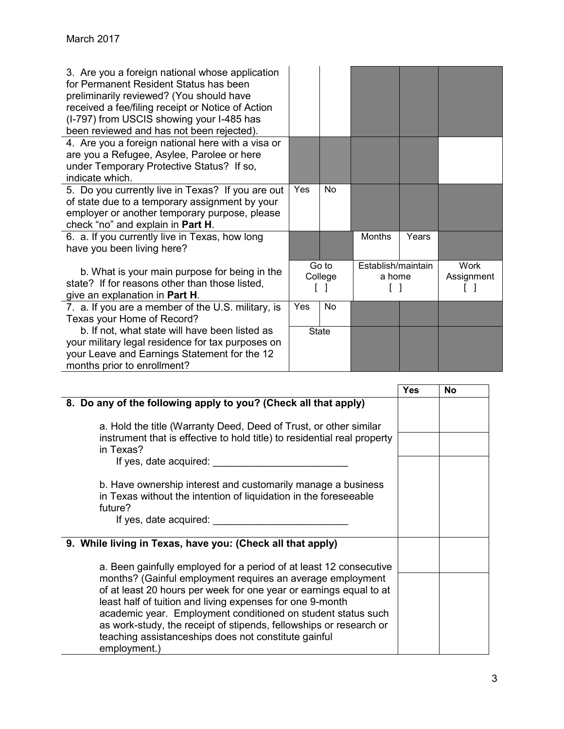March 2017

| | | | | | |
|---|---|---|---|---|---|
| 3. Are you a foreign national whose application for Permanent Resident Status has been preliminarily reviewed? (You should have received a fee/filing receipt or Notice of Action (I-797) from USCIS showing your I-485 has been reviewed and has not been rejected). | | | | | |
| 4. Are you a foreign national here with a visa or are you a Refugee, Asylee, Parolee or here under Temporary Protective Status? If so, indicate which. | | | | | |
| 5. Do you currently live in Texas? If you are out of state due to a temporary assignment by your employer or another temporary purpose, please check "no" and explain in **Part H**. | Yes | No | | | |
| 6. a. If you currently live in Texas, how long have you been living here? | | | Months | Years | |
| b. What is your main purpose for being in the state? If for reasons other than those listed, give an explanation in **Part H**. | Go to College [ ] | | Establish/maintain a home [ ] | | Work Assignment [ ] |
| 7. a. If you are a member of the U.S. military, is Texas your Home of Record? | Yes | No | | | |
| b. If not, what state will have been listed as your military legal residence for tax purposes on your Leave and Earnings Statement for the 12 months prior to enrollment? | State | | | | |

| | Yes | No |
|---|---|---|
| **8. Do any of the following apply to you? (Check all that apply)** | | |
| a. Hold the title (Warranty Deed, Deed of Trust, or other similar instrument that is effective to hold title) to residential real property in Texas? If yes, date acquired: ________________________ | | |
| b. Have ownership interest and customarily manage a business in Texas without the intention of liquidation in the foreseeable future? If yes, date acquired: ________________________ | | |
| **9. While living in Texas, have you: (Check all that apply)** | | |
| a. Been gainfully employed for a period of at least 12 consecutive months? (Gainful employment requires an average employment of at least 20 hours per week for one year or earnings equal to at least half of tuition and living expenses for one 9-month academic year. Employment conditioned on student status such as work-study, the receipt of stipends, fellowships or research or teaching assistanceships does not constitute gainful employment.) | | |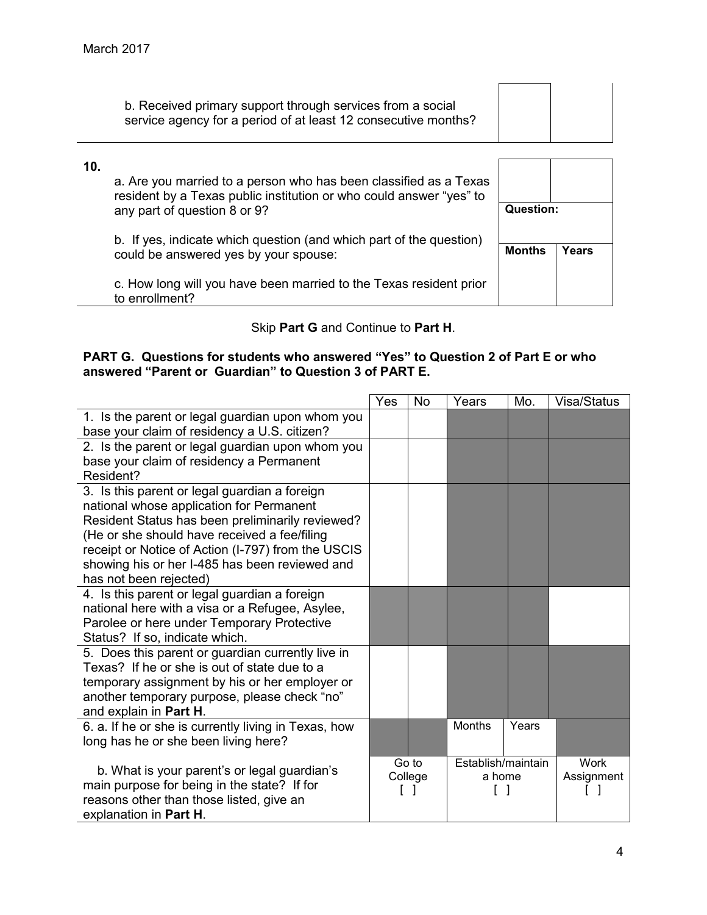| | | |
|---|---|---|
| b. Received primary support through services from a social service agency for a period of at least 12 consecutive months? | | |

**10.**

| | | |
|---|---|---|
| a. Are you married to a person who has been classified as a Texas resident by a Texas public institution or who could answer "yes" to any part of question 8 or 9? | | |
| b. If yes, indicate which question (and which part of the question) could be answered yes by your spouse: | **Question:** | |
| c. How long will you have been married to the Texas resident prior to enrollment? | **Months** | **Years** |

Skip **Part G** and Continue to **Part H**.

**PART G. Questions for students who answered "Yes" to Question 2 of Part E or who answered "Parent or Guardian" to Question 3 of PART E.**

| | Yes | No | Years | Mo. | Visa/Status |
|---|---|---|---|---|---|
| 1. Is the parent or legal guardian upon whom you base your claim of residency a U.S. citizen? | | | | | |
| 2. Is the parent or legal guardian upon whom you base your claim of residency a Permanent Resident? | | | | | |
| 3. Is this parent or legal guardian a foreign national whose application for Permanent Resident Status has been preliminarily reviewed? (He or she should have received a fee/filing receipt or Notice of Action (I-797) from the USCIS showing his or her I-485 has been reviewed and has not been rejected) | | | | | |
| 4. Is this parent or legal guardian a foreign national here with a visa or a Refugee, Asylee, Parolee or here under Temporary Protective Status? If so, indicate which. | | | | | |
| 5. Does this parent or guardian currently live in Texas? If he or she is out of state due to a temporary assignment by his or her employer or another temporary purpose, please check "no" and explain in **Part H**. | | | | | |
| 6. a. If he or she is currently living in Texas, how long has he or she been living here? | | | Months | Years | |
| b. What is your parent's or legal guardian's main purpose for being in the state? If for reasons other than those listed, give an explanation in **Part H**. | Go to College [ ] | | Establish/maintain a home [ ] | | Work Assignment [ ] |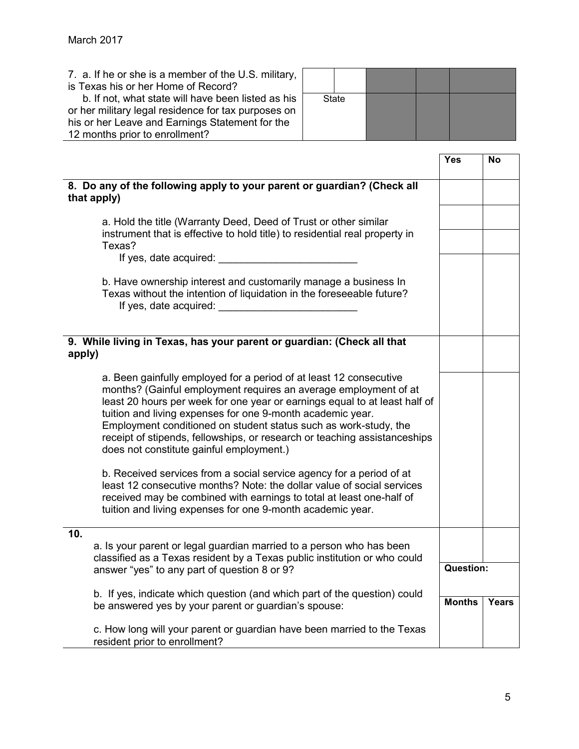March 2017

| | | | | |
|---|---|---|---|---|
| 7. a. If he or she is a member of the U.S. military, is Texas his or her Home of Record? | | | | |
| b. If not, what state will have been listed as his or her military legal residence for tax purposes on his or her Leave and Earnings Statement for the 12 months prior to enrollment? | State | | | |

| | Yes | No |
|---|---|---|
| **8. Do any of the following apply to your parent or guardian? (Check all that apply)** | | |
| a. Hold the title (Warranty Deed, Deed of Trust or other similar instrument that is effective to hold title) to residential real property in Texas?<br>If yes, date acquired: ________________________ | | |
| b. Have ownership interest and customarily manage a business In Texas without the intention of liquidation in the foreseeable future?<br>If yes, date acquired: ________________________ | | |
| **9. While living in Texas, has your parent or guardian: (Check all that apply)** | | |
| a. Been gainfully employed for a period of at least 12 consecutive months? (Gainful employment requires an average employment of at least 20 hours per week for one year or earnings equal to at least half of tuition and living expenses for one 9-month academic year. Employment conditioned on student status such as work-study, the receipt of stipends, fellowships, or research or teaching assistanceships does not constitute gainful employment.)<br><br>b. Received services from a social service agency for a period of at least 12 consecutive months? Note: the dollar value of social services received may be combined with earnings to total at least one-half of tuition and living expenses for one 9-month academic year. | | |
| **10.**<br>a. Is your parent or legal guardian married to a person who has been classified as a Texas resident by a Texas public institution or who could answer "yes" to any part of question 8 or 9? | | |
| b. If yes, indicate which question (and which part of the question) could be answered yes by your parent or guardian's spouse: | **Question:** | |
| c. How long will your parent or guardian have been married to the Texas resident prior to enrollment? | **Months** | **Years** |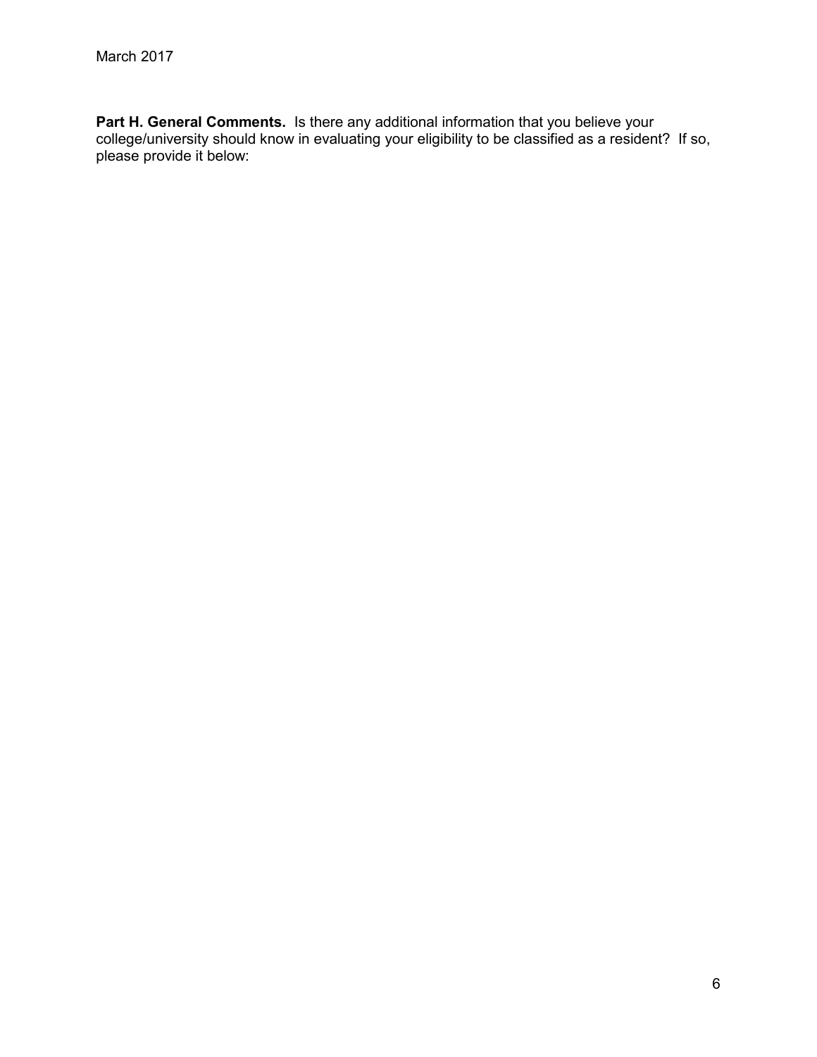**Part H. General Comments.** Is there any additional information that you believe your college/university should know in evaluating your eligibility to be classified as a resident? If so, please provide it below: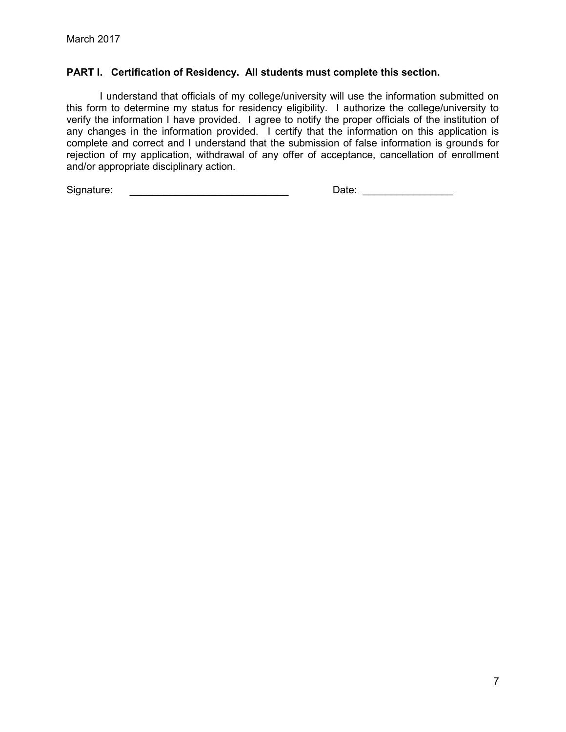**PART I. Certification of Residency. All students must complete this section.**

I understand that officials of my college/university will use the information submitted on this form to determine my status for residency eligibility. I authorize the college/university to verify the information I have provided. I agree to notify the proper officials of the institution of any changes in the information provided. I certify that the information on this application is complete and correct and I understand that the submission of false information is grounds for rejection of my application, withdrawal of any offer of acceptance, cancellation of enrollment and/or appropriate disciplinary action.

Signature: ____________________________ Date: ________________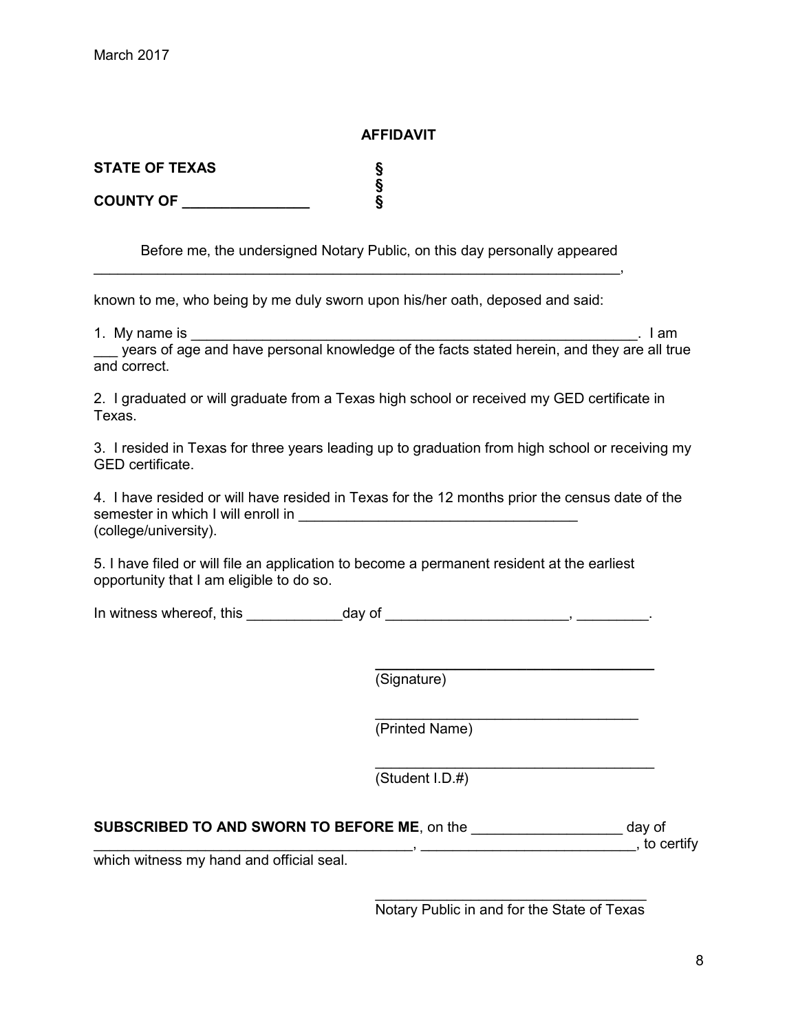March 2017

**AFFIDAVIT**

**STATE OF TEXAS** §
§
**COUNTY OF ________________** §

Before me, the undersigned Notary Public, on this day personally appeared _____________________________________________________________________,

known to me, who being by me duly sworn upon his/her oath, deposed and said:

1. My name is ___________________________________________________________. I am ___ years of age and have personal knowledge of the facts stated herein, and they are all true and correct.

2. I graduated or will graduate from a Texas high school or received my GED certificate in Texas.

3. I resided in Texas for three years leading up to graduation from high school or receiving my GED certificate.

4. I have resided or will have resided in Texas for the 12 months prior the census date of the semester in which I will enroll in ___________________________________ (college/university).

5. I have filed or will file an application to become a permanent resident at the earliest opportunity that I am eligible to do so.

In witness whereof, this ____________day of ______________________, _________.

____________________________________
(Signature)

____________________________________
(Printed Name)

____________________________________
(Student I.D.#)

**SUBSCRIBED TO AND SWORN TO BEFORE ME**, on the ___________________ day of ________________________________________, ___________________________, to certify which witness my hand and official seal.

____________________________________
Notary Public in and for the State of Texas